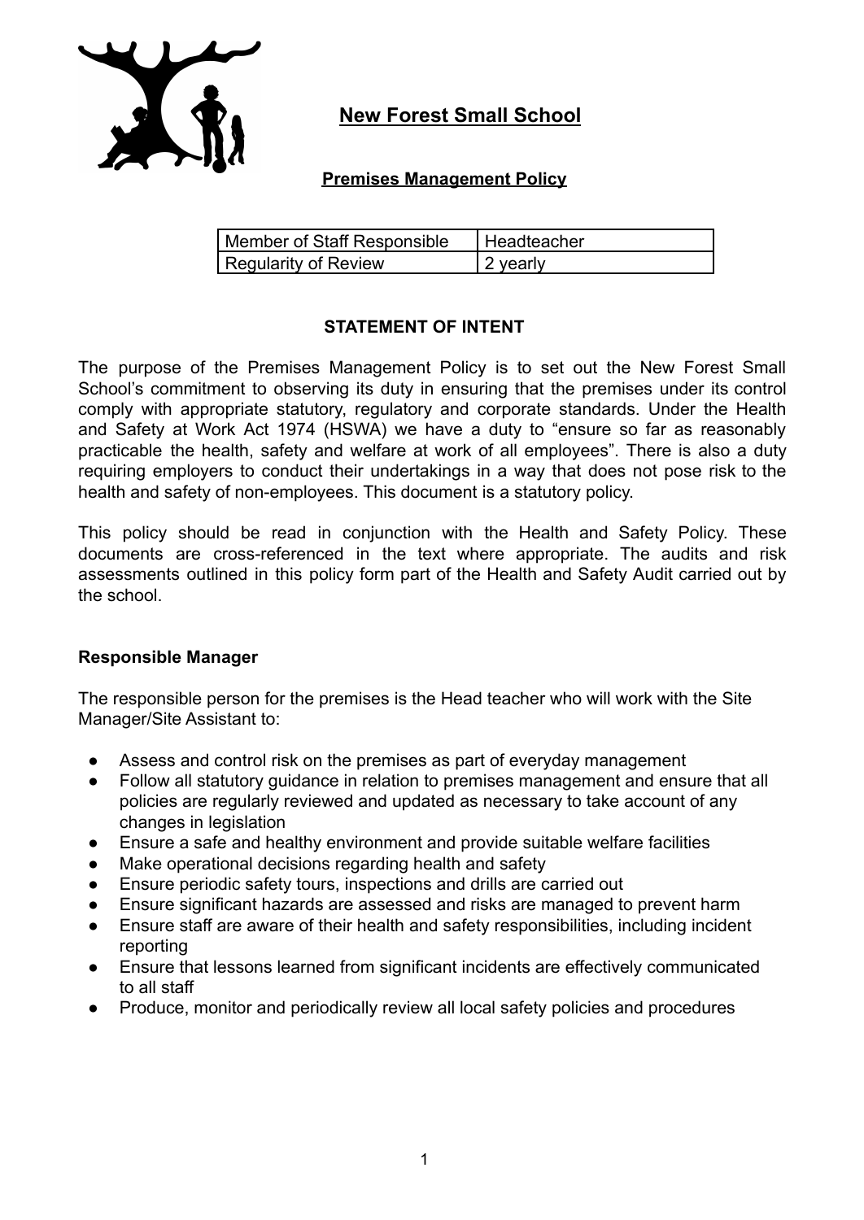# New Forest Small School

## Premises Management Policy

| Member of Staff Responsible | Headteacher |
| --- | --- |
| Regularity of Review | 2 yearly |

### STATEMENT OF INTENT

The purpose of the Premises Management Policy is to set out the New Forest Small School's commitment to observing its duty in ensuring that the premises under its control comply with appropriate statutory, regulatory and corporate standards. Under the Health and Safety at Work Act 1974 (HSWA) we have a duty to "ensure so far as reasonably practicable the health, safety and welfare at work of all employees". There is also a duty requiring employers to conduct their undertakings in a way that does not pose risk to the health and safety of non-employees. This document is a statutory policy.

This policy should be read in conjunction with the Health and Safety Policy. These documents are cross-referenced in the text where appropriate. The audits and risk assessments outlined in this policy form part of the Health and Safety Audit carried out by the school.

**Responsible Manager**

The responsible person for the premises is the Head teacher who will work with the Site Manager/Site Assistant to:

- Assess and control risk on the premises as part of everyday management
- Follow all statutory guidance in relation to premises management and ensure that all policies are regularly reviewed and updated as necessary to take account of any changes in legislation
- Ensure a safe and healthy environment and provide suitable welfare facilities
- Make operational decisions regarding health and safety
- Ensure periodic safety tours, inspections and drills are carried out
- Ensure significant hazards are assessed and risks are managed to prevent harm
- Ensure staff are aware of their health and safety responsibilities, including incident reporting
- Ensure that lessons learned from significant incidents are effectively communicated to all staff
- Produce, monitor and periodically review all local safety policies and procedures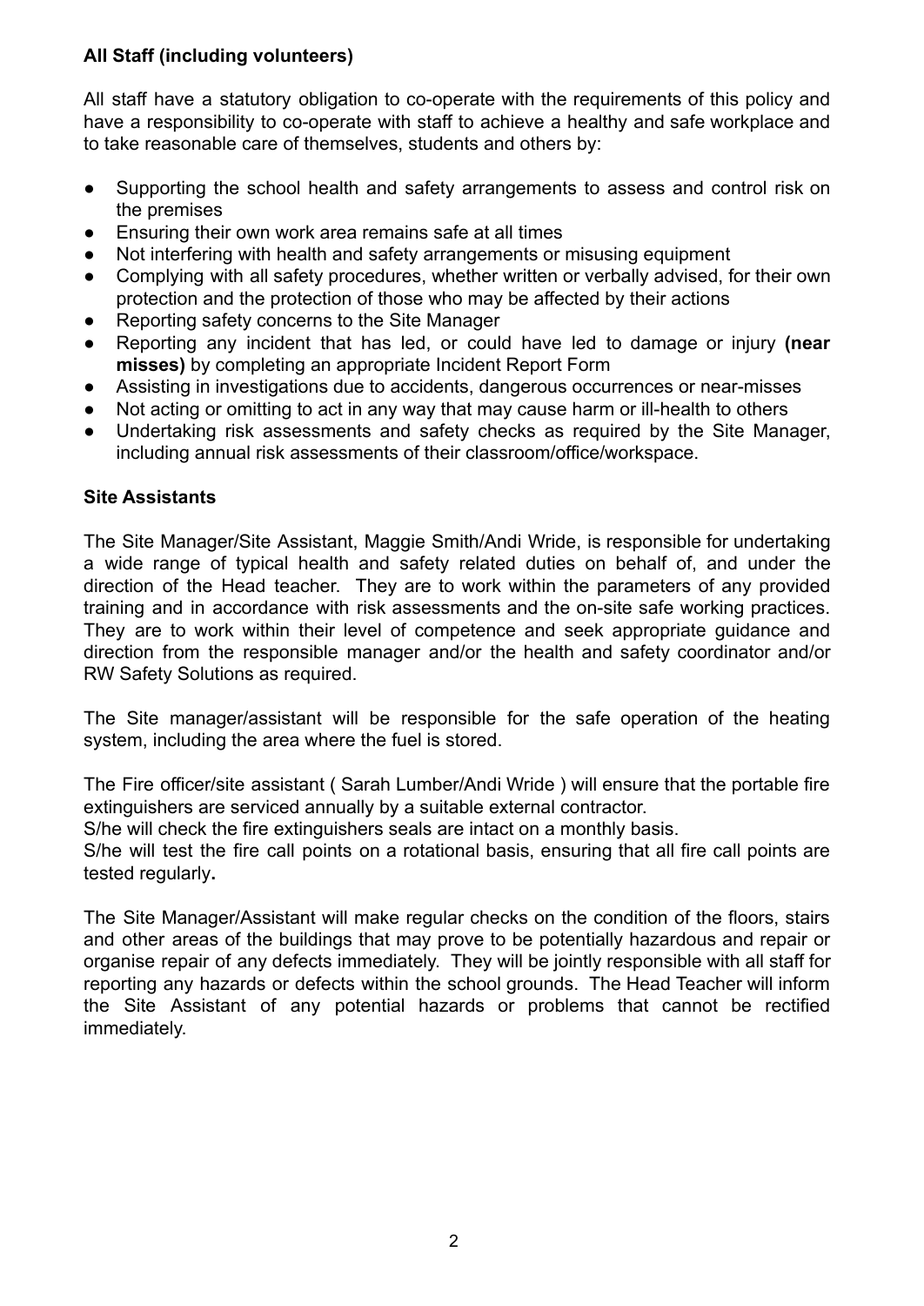### All Staff (including volunteers)

All staff have a statutory obligation to co-operate with the requirements of this policy and have a responsibility to co-operate with staff to achieve a healthy and safe workplace and to take reasonable care of themselves, students and others by:

- Supporting the school health and safety arrangements to assess and control risk on the premises
- Ensuring their own work area remains safe at all times
- Not interfering with health and safety arrangements or misusing equipment
- Complying with all safety procedures, whether written or verbally advised, for their own protection and the protection of those who may be affected by their actions
- Reporting safety concerns to the Site Manager
- Reporting any incident that has led, or could have led to damage or injury **(near misses)** by completing an appropriate Incident Report Form
- Assisting in investigations due to accidents, dangerous occurrences or near-misses
- Not acting or omitting to act in any way that may cause harm or ill-health to others
- Undertaking risk assessments and safety checks as required by the Site Manager, including annual risk assessments of their classroom/office/workspace.

### Site Assistants

The Site Manager/Site Assistant, Maggie Smith/Andi Wride, is responsible for undertaking a wide range of typical health and safety related duties on behalf of, and under the direction of the Head teacher. They are to work within the parameters of any provided training and in accordance with risk assessments and the on-site safe working practices. They are to work within their level of competence and seek appropriate guidance and direction from the responsible manager and/or the health and safety coordinator and/or RW Safety Solutions as required.

The Site manager/assistant will be responsible for the safe operation of the heating system, including the area where the fuel is stored.

The Fire officer/site assistant ( Sarah Lumber/Andi Wride ) will ensure that the portable fire extinguishers are serviced annually by a suitable external contractor.
S/he will check the fire extinguishers seals are intact on a monthly basis.
S/he will test the fire call points on a rotational basis, ensuring that all fire call points are tested regularly**.**

The Site Manager/Assistant will make regular checks on the condition of the floors, stairs and other areas of the buildings that may prove to be potentially hazardous and repair or organise repair of any defects immediately. They will be jointly responsible with all staff for reporting any hazards or defects within the school grounds. The Head Teacher will inform the Site Assistant of any potential hazards or problems that cannot be rectified immediately.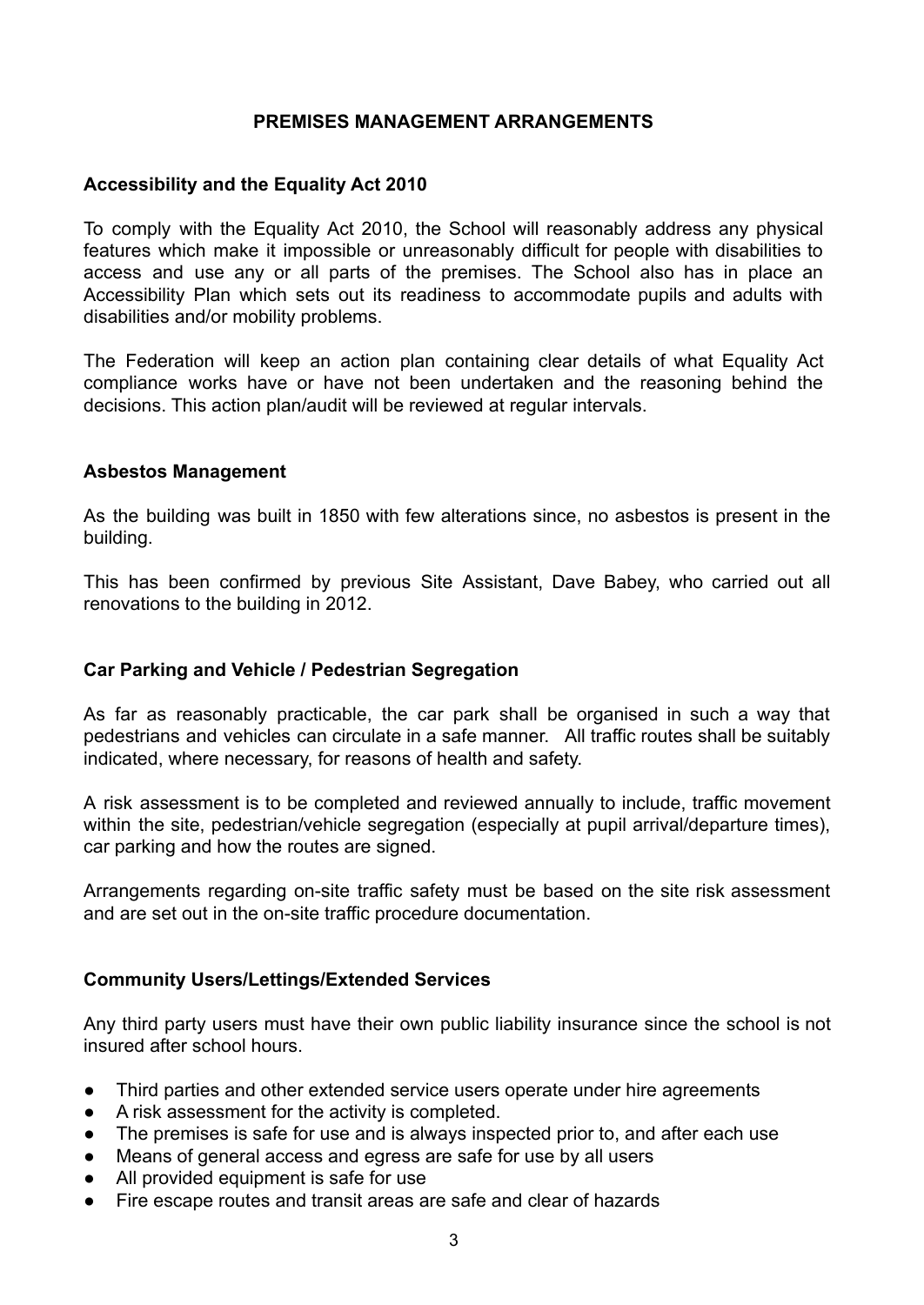## PREMISES MANAGEMENT ARRANGEMENTS

### Accessibility and the Equality Act 2010

To comply with the Equality Act 2010, the School will reasonably address any physical features which make it impossible or unreasonably difficult for people with disabilities to access and use any or all parts of the premises. The School also has in place an Accessibility Plan which sets out its readiness to accommodate pupils and adults with disabilities and/or mobility problems.

The Federation will keep an action plan containing clear details of what Equality Act compliance works have or have not been undertaken and the reasoning behind the decisions. This action plan/audit will be reviewed at regular intervals.

### Asbestos Management

As the building was built in 1850 with few alterations since, no asbestos is present in the building.

This has been confirmed by previous Site Assistant, Dave Babey, who carried out all renovations to the building in 2012.

### Car Parking and Vehicle / Pedestrian Segregation

As far as reasonably practicable, the car park shall be organised in such a way that pedestrians and vehicles can circulate in a safe manner. All traffic routes shall be suitably indicated, where necessary, for reasons of health and safety.

A risk assessment is to be completed and reviewed annually to include, traffic movement within the site, pedestrian/vehicle segregation (especially at pupil arrival/departure times), car parking and how the routes are signed.

Arrangements regarding on-site traffic safety must be based on the site risk assessment and are set out in the on-site traffic procedure documentation.

### Community Users/Lettings/Extended Services

Any third party users must have their own public liability insurance since the school is not insured after school hours.

- Third parties and other extended service users operate under hire agreements
- A risk assessment for the activity is completed.
- The premises is safe for use and is always inspected prior to, and after each use
- Means of general access and egress are safe for use by all users
- All provided equipment is safe for use
- Fire escape routes and transit areas are safe and clear of hazards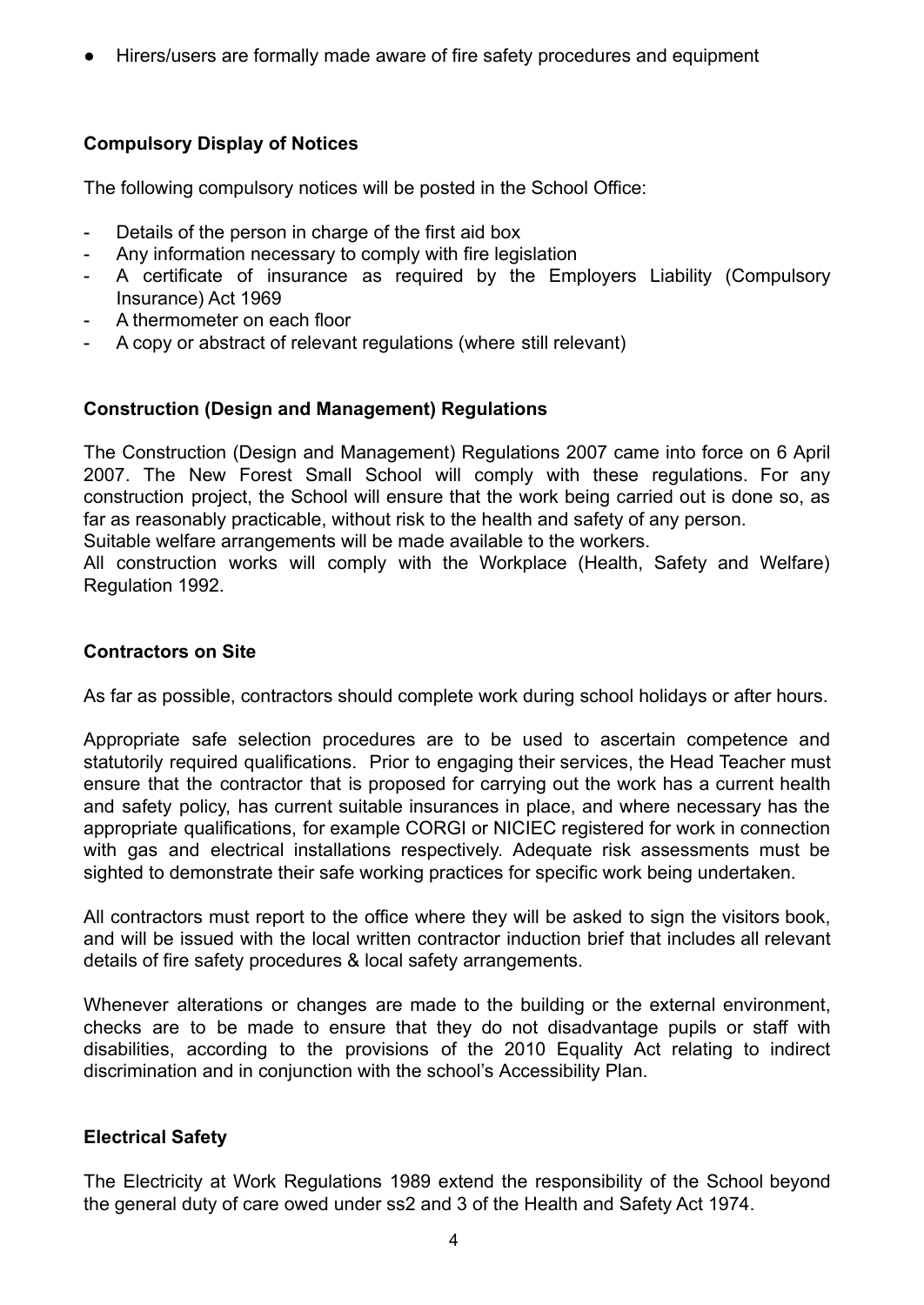- Hirers/users are formally made aware of fire safety procedures and equipment

**Compulsory Display of Notices**

The following compulsory notices will be posted in the School Office:

- Details of the person in charge of the first aid box
- Any information necessary to comply with fire legislation
- A certificate of insurance as required by the Employers Liability (Compulsory Insurance) Act 1969
- A thermometer on each floor
- A copy or abstract of relevant regulations (where still relevant)

**Construction (Design and Management) Regulations**

The Construction (Design and Management) Regulations 2007 came into force on 6 April 2007. The New Forest Small School will comply with these regulations. For any construction project, the School will ensure that the work being carried out is done so, as far as reasonably practicable, without risk to the health and safety of any person.
Suitable welfare arrangements will be made available to the workers.
All construction works will comply with the Workplace (Health, Safety and Welfare) Regulation 1992.

**Contractors on Site**

As far as possible, contractors should complete work during school holidays or after hours.

Appropriate safe selection procedures are to be used to ascertain competence and statutorily required qualifications. Prior to engaging their services, the Head Teacher must ensure that the contractor that is proposed for carrying out the work has a current health and safety policy, has current suitable insurances in place, and where necessary has the appropriate qualifications, for example CORGI or NICIEC registered for work in connection with gas and electrical installations respectively. Adequate risk assessments must be sighted to demonstrate their safe working practices for specific work being undertaken.

All contractors must report to the office where they will be asked to sign the visitors book, and will be issued with the local written contractor induction brief that includes all relevant details of fire safety procedures & local safety arrangements.

Whenever alterations or changes are made to the building or the external environment, checks are to be made to ensure that they do not disadvantage pupils or staff with disabilities, according to the provisions of the 2010 Equality Act relating to indirect discrimination and in conjunction with the school's Accessibility Plan.

**Electrical Safety**

The Electricity at Work Regulations 1989 extend the responsibility of the School beyond the general duty of care owed under ss2 and 3 of the Health and Safety Act 1974.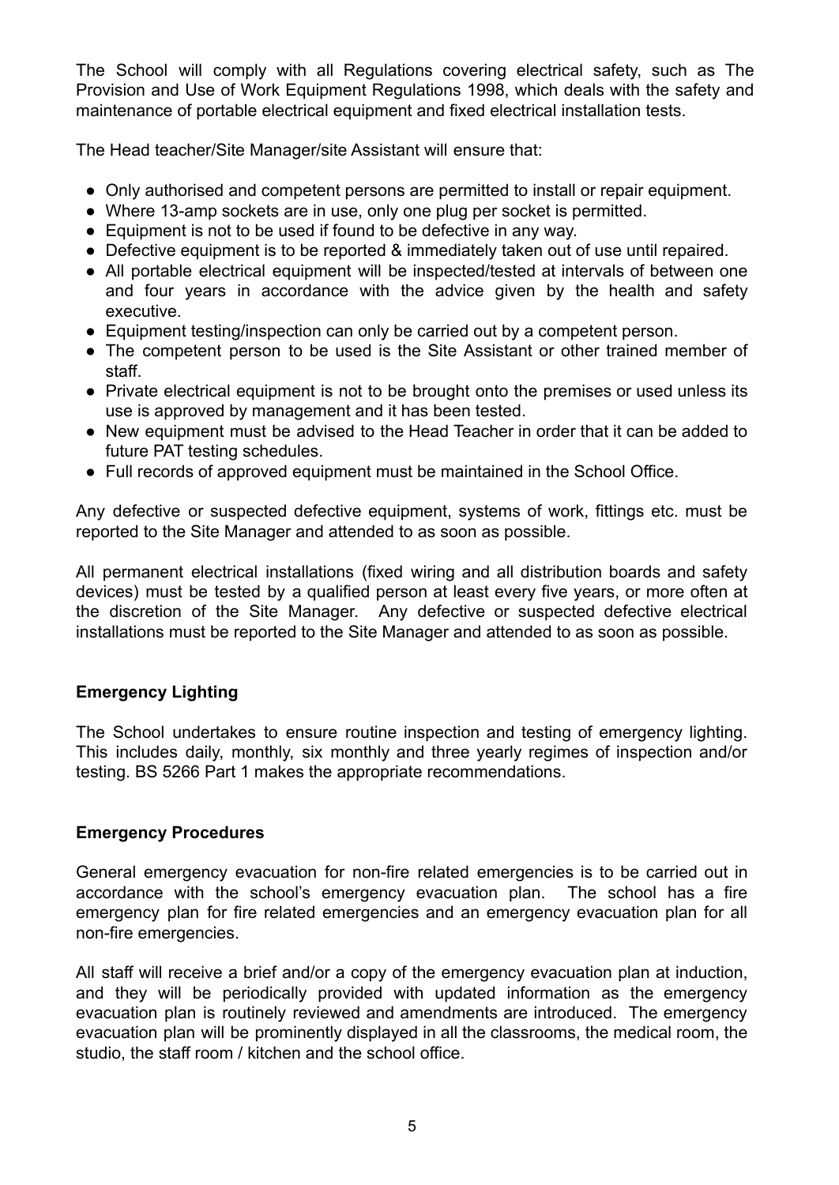The School will comply with all Regulations covering electrical safety, such as The Provision and Use of Work Equipment Regulations 1998, which deals with the safety and maintenance of portable electrical equipment and fixed electrical installation tests.

The Head teacher/Site Manager/site Assistant will ensure that:

- Only authorised and competent persons are permitted to install or repair equipment.
- Where 13-amp sockets are in use, only one plug per socket is permitted.
- Equipment is not to be used if found to be defective in any way.
- Defective equipment is to be reported & immediately taken out of use until repaired.
- All portable electrical equipment will be inspected/tested at intervals of between one and four years in accordance with the advice given by the health and safety executive.
- Equipment testing/inspection can only be carried out by a competent person.
- The competent person to be used is the Site Assistant or other trained member of staff.
- Private electrical equipment is not to be brought onto the premises or used unless its use is approved by management and it has been tested.
- New equipment must be advised to the Head Teacher in order that it can be added to future PAT testing schedules.
- Full records of approved equipment must be maintained in the School Office.

Any defective or suspected defective equipment, systems of work, fittings etc. must be reported to the Site Manager and attended to as soon as possible.

All permanent electrical installations (fixed wiring and all distribution boards and safety devices) must be tested by a qualified person at least every five years, or more often at the discretion of the Site Manager. Any defective or suspected defective electrical installations must be reported to the Site Manager and attended to as soon as possible.

### Emergency Lighting

The School undertakes to ensure routine inspection and testing of emergency lighting. This includes daily, monthly, six monthly and three yearly regimes of inspection and/or testing. BS 5266 Part 1 makes the appropriate recommendations.

### Emergency Procedures

General emergency evacuation for non-fire related emergencies is to be carried out in accordance with the school's emergency evacuation plan. The school has a fire emergency plan for fire related emergencies and an emergency evacuation plan for all non-fire emergencies.

All staff will receive a brief and/or a copy of the emergency evacuation plan at induction, and they will be periodically provided with updated information as the emergency evacuation plan is routinely reviewed and amendments are introduced. The emergency evacuation plan will be prominently displayed in all the classrooms, the medical room, the studio, the staff room / kitchen and the school office.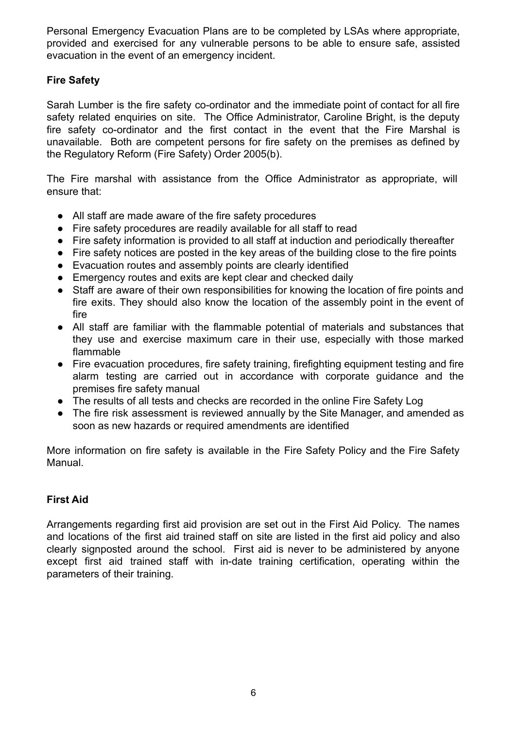Personal Emergency Evacuation Plans are to be completed by LSAs where appropriate, provided and exercised for any vulnerable persons to be able to ensure safe, assisted evacuation in the event of an emergency incident.

**Fire Safety**

Sarah Lumber is the fire safety co-ordinator and the immediate point of contact for all fire safety related enquiries on site. The Office Administrator, Caroline Bright, is the deputy fire safety co-ordinator and the first contact in the event that the Fire Marshal is unavailable. Both are competent persons for fire safety on the premises as defined by the Regulatory Reform (Fire Safety) Order 2005(b).

The Fire marshal with assistance from the Office Administrator as appropriate, will ensure that:

- All staff are made aware of the fire safety procedures
- Fire safety procedures are readily available for all staff to read
- Fire safety information is provided to all staff at induction and periodically thereafter
- Fire safety notices are posted in the key areas of the building close to the fire points
- Evacuation routes and assembly points are clearly identified
- Emergency routes and exits are kept clear and checked daily
- Staff are aware of their own responsibilities for knowing the location of fire points and fire exits. They should also know the location of the assembly point in the event of fire
- All staff are familiar with the flammable potential of materials and substances that they use and exercise maximum care in their use, especially with those marked flammable
- Fire evacuation procedures, fire safety training, firefighting equipment testing and fire alarm testing are carried out in accordance with corporate guidance and the premises fire safety manual
- The results of all tests and checks are recorded in the online Fire Safety Log
- The fire risk assessment is reviewed annually by the Site Manager, and amended as soon as new hazards or required amendments are identified

More information on fire safety is available in the Fire Safety Policy and the Fire Safety Manual.

**First Aid**

Arrangements regarding first aid provision are set out in the First Aid Policy. The names and locations of the first aid trained staff on site are listed in the first aid policy and also clearly signposted around the school. First aid is never to be administered by anyone except first aid trained staff with in-date training certification, operating within the parameters of their training.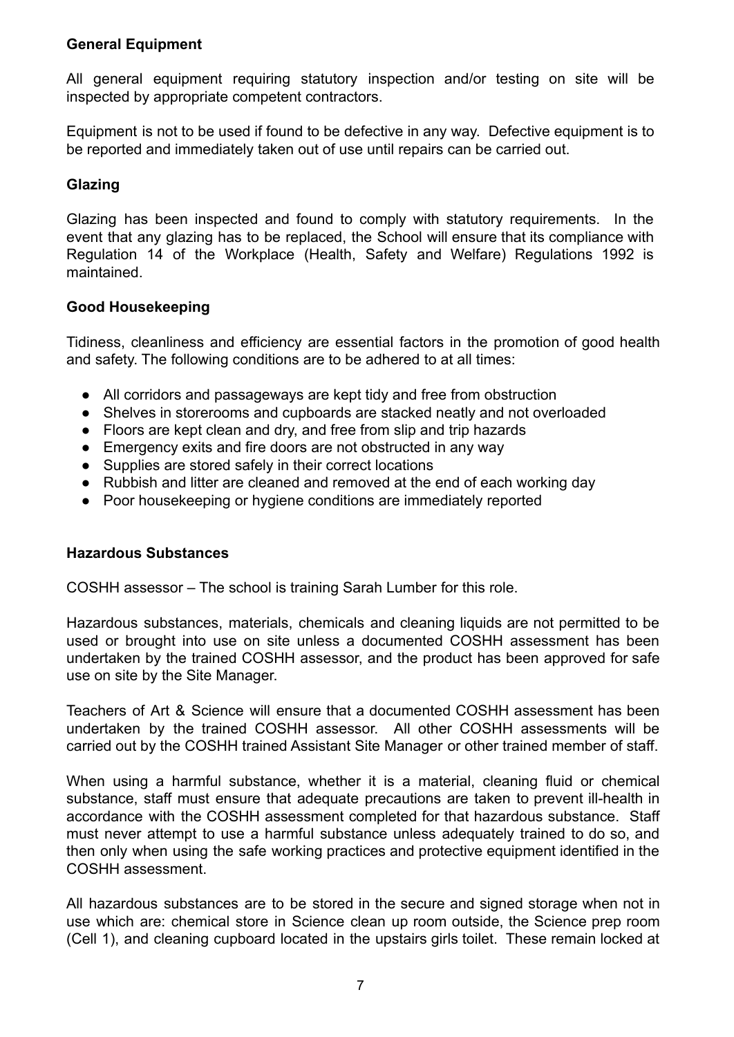**General Equipment**

All general equipment requiring statutory inspection and/or testing on site will be inspected by appropriate competent contractors.

Equipment is not to be used if found to be defective in any way. Defective equipment is to be reported and immediately taken out of use until repairs can be carried out.

**Glazing**

Glazing has been inspected and found to comply with statutory requirements. In the event that any glazing has to be replaced, the School will ensure that its compliance with Regulation 14 of the Workplace (Health, Safety and Welfare) Regulations 1992 is maintained.

**Good Housekeeping**

Tidiness, cleanliness and efficiency are essential factors in the promotion of good health and safety. The following conditions are to be adhered to at all times:

- All corridors and passageways are kept tidy and free from obstruction
- Shelves in storerooms and cupboards are stacked neatly and not overloaded
- Floors are kept clean and dry, and free from slip and trip hazards
- Emergency exits and fire doors are not obstructed in any way
- Supplies are stored safely in their correct locations
- Rubbish and litter are cleaned and removed at the end of each working day
- Poor housekeeping or hygiene conditions are immediately reported

**Hazardous Substances**

COSHH assessor – The school is training Sarah Lumber for this role.

Hazardous substances, materials, chemicals and cleaning liquids are not permitted to be used or brought into use on site unless a documented COSHH assessment has been undertaken by the trained COSHH assessor, and the product has been approved for safe use on site by the Site Manager.

Teachers of Art & Science will ensure that a documented COSHH assessment has been undertaken by the trained COSHH assessor. All other COSHH assessments will be carried out by the COSHH trained Assistant Site Manager or other trained member of staff.

When using a harmful substance, whether it is a material, cleaning fluid or chemical substance, staff must ensure that adequate precautions are taken to prevent ill-health in accordance with the COSHH assessment completed for that hazardous substance. Staff must never attempt to use a harmful substance unless adequately trained to do so, and then only when using the safe working practices and protective equipment identified in the COSHH assessment.

All hazardous substances are to be stored in the secure and signed storage when not in use which are: chemical store in Science clean up room outside, the Science prep room (Cell 1), and cleaning cupboard located in the upstairs girls toilet. These remain locked at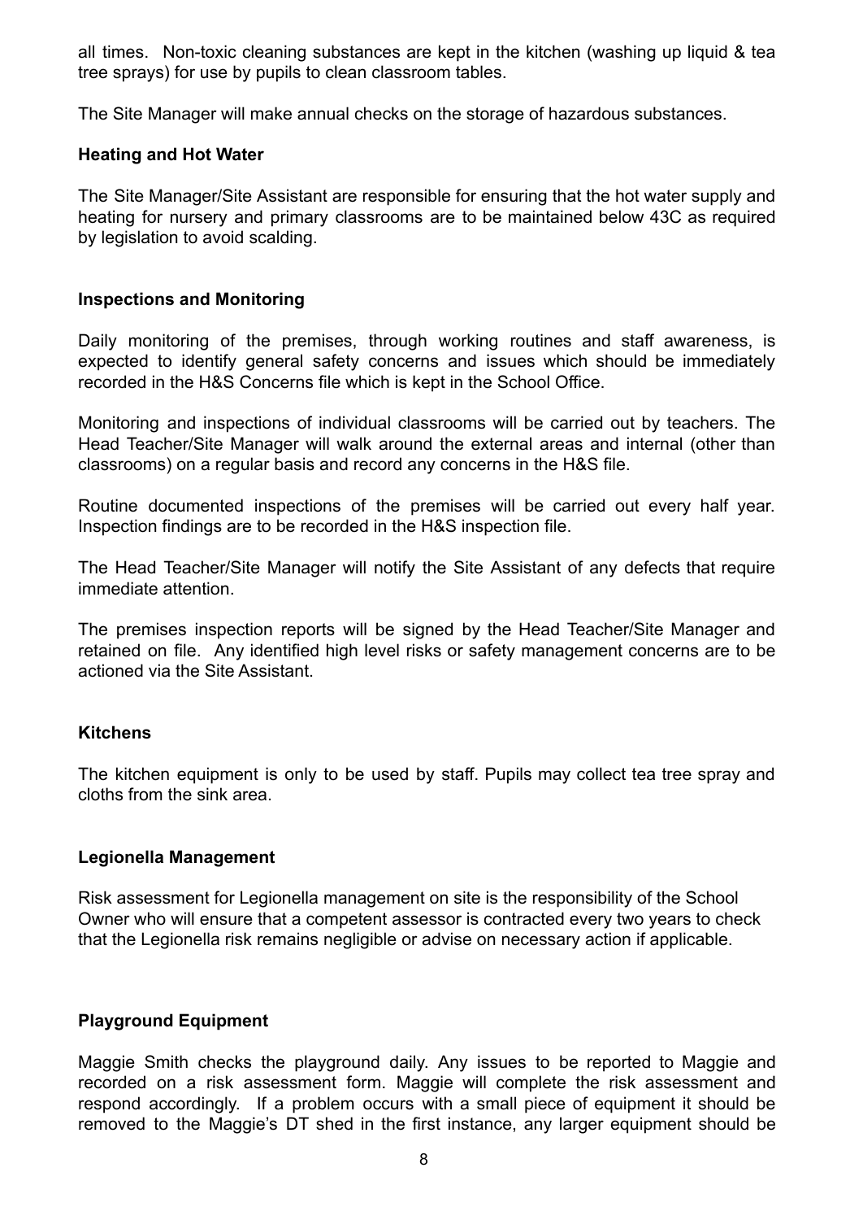all times. Non-toxic cleaning substances are kept in the kitchen (washing up liquid & tea tree sprays) for use by pupils to clean classroom tables.

The Site Manager will make annual checks on the storage of hazardous substances.

**Heating and Hot Water**

The Site Manager/Site Assistant are responsible for ensuring that the hot water supply and heating for nursery and primary classrooms are to be maintained below 43C as required by legislation to avoid scalding.

**Inspections and Monitoring**

Daily monitoring of the premises, through working routines and staff awareness, is expected to identify general safety concerns and issues which should be immediately recorded in the H&S Concerns file which is kept in the School Office.

Monitoring and inspections of individual classrooms will be carried out by teachers. The Head Teacher/Site Manager will walk around the external areas and internal (other than classrooms) on a regular basis and record any concerns in the H&S file.

Routine documented inspections of the premises will be carried out every half year. Inspection findings are to be recorded in the H&S inspection file.

The Head Teacher/Site Manager will notify the Site Assistant of any defects that require immediate attention.

The premises inspection reports will be signed by the Head Teacher/Site Manager and retained on file. Any identified high level risks or safety management concerns are to be actioned via the Site Assistant.

**Kitchens**

The kitchen equipment is only to be used by staff. Pupils may collect tea tree spray and cloths from the sink area.

**Legionella Management**

Risk assessment for Legionella management on site is the responsibility of the School Owner who will ensure that a competent assessor is contracted every two years to check that the Legionella risk remains negligible or advise on necessary action if applicable.

**Playground Equipment**

Maggie Smith checks the playground daily. Any issues to be reported to Maggie and recorded on a risk assessment form. Maggie will complete the risk assessment and respond accordingly. If a problem occurs with a small piece of equipment it should be removed to the Maggie's DT shed in the first instance, any larger equipment should be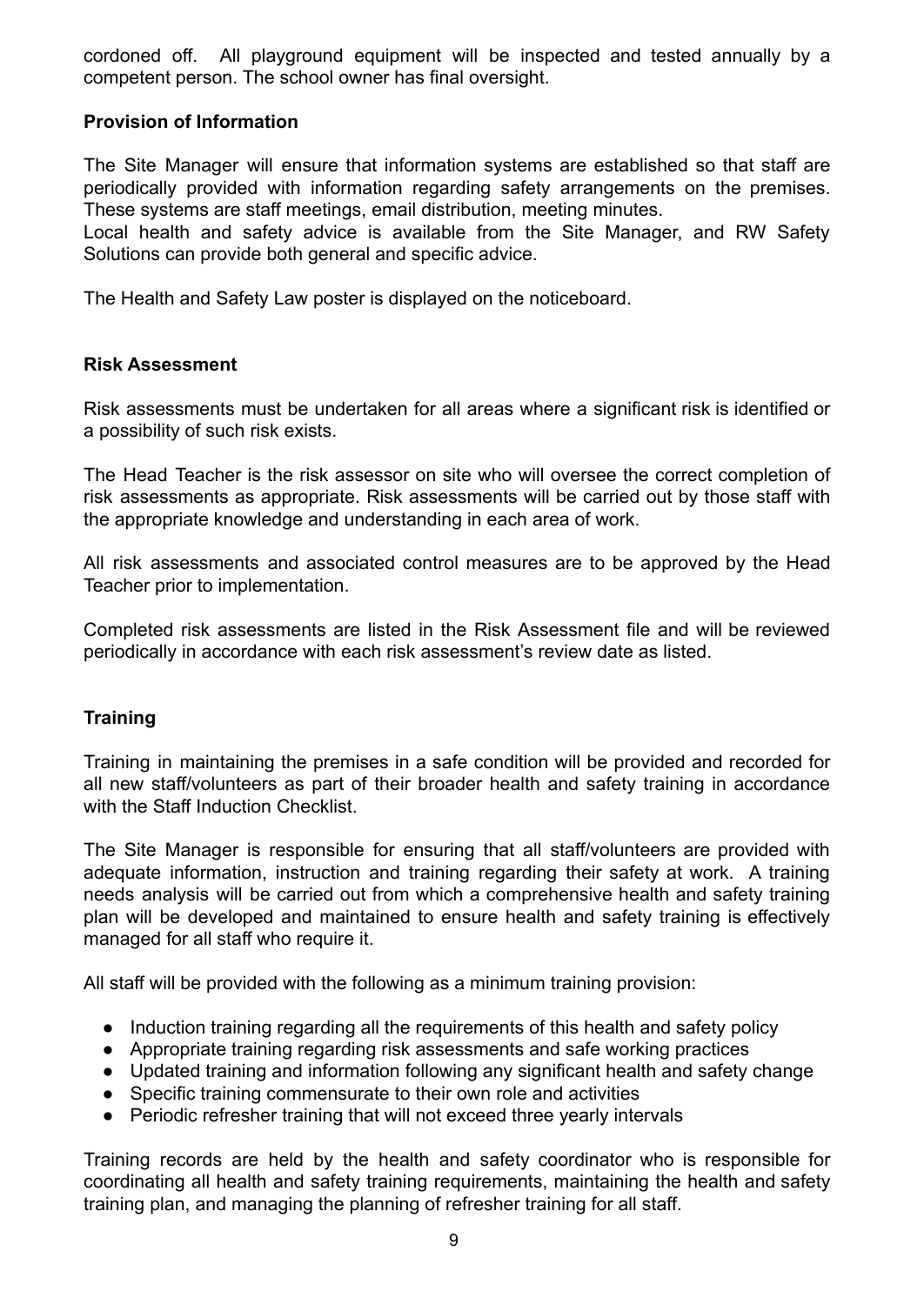cordoned off. All playground equipment will be inspected and tested annually by a competent person. The school owner has final oversight.

**Provision of Information**

The Site Manager will ensure that information systems are established so that staff are periodically provided with information regarding safety arrangements on the premises. These systems are staff meetings, email distribution, meeting minutes.
Local health and safety advice is available from the Site Manager, and RW Safety Solutions can provide both general and specific advice.

The Health and Safety Law poster is displayed on the noticeboard.

**Risk Assessment**

Risk assessments must be undertaken for all areas where a significant risk is identified or a possibility of such risk exists.

The Head Teacher is the risk assessor on site who will oversee the correct completion of risk assessments as appropriate. Risk assessments will be carried out by those staff with the appropriate knowledge and understanding in each area of work.

All risk assessments and associated control measures are to be approved by the Head Teacher prior to implementation.

Completed risk assessments are listed in the Risk Assessment file and will be reviewed periodically in accordance with each risk assessment's review date as listed.

**Training**

Training in maintaining the premises in a safe condition will be provided and recorded for all new staff/volunteers as part of their broader health and safety training in accordance with the Staff Induction Checklist.

The Site Manager is responsible for ensuring that all staff/volunteers are provided with adequate information, instruction and training regarding their safety at work. A training needs analysis will be carried out from which a comprehensive health and safety training plan will be developed and maintained to ensure health and safety training is effectively managed for all staff who require it.

All staff will be provided with the following as a minimum training provision:

- Induction training regarding all the requirements of this health and safety policy
- Appropriate training regarding risk assessments and safe working practices
- Updated training and information following any significant health and safety change
- Specific training commensurate to their own role and activities
- Periodic refresher training that will not exceed three yearly intervals

Training records are held by the health and safety coordinator who is responsible for coordinating all health and safety training requirements, maintaining the health and safety training plan, and managing the planning of refresher training for all staff.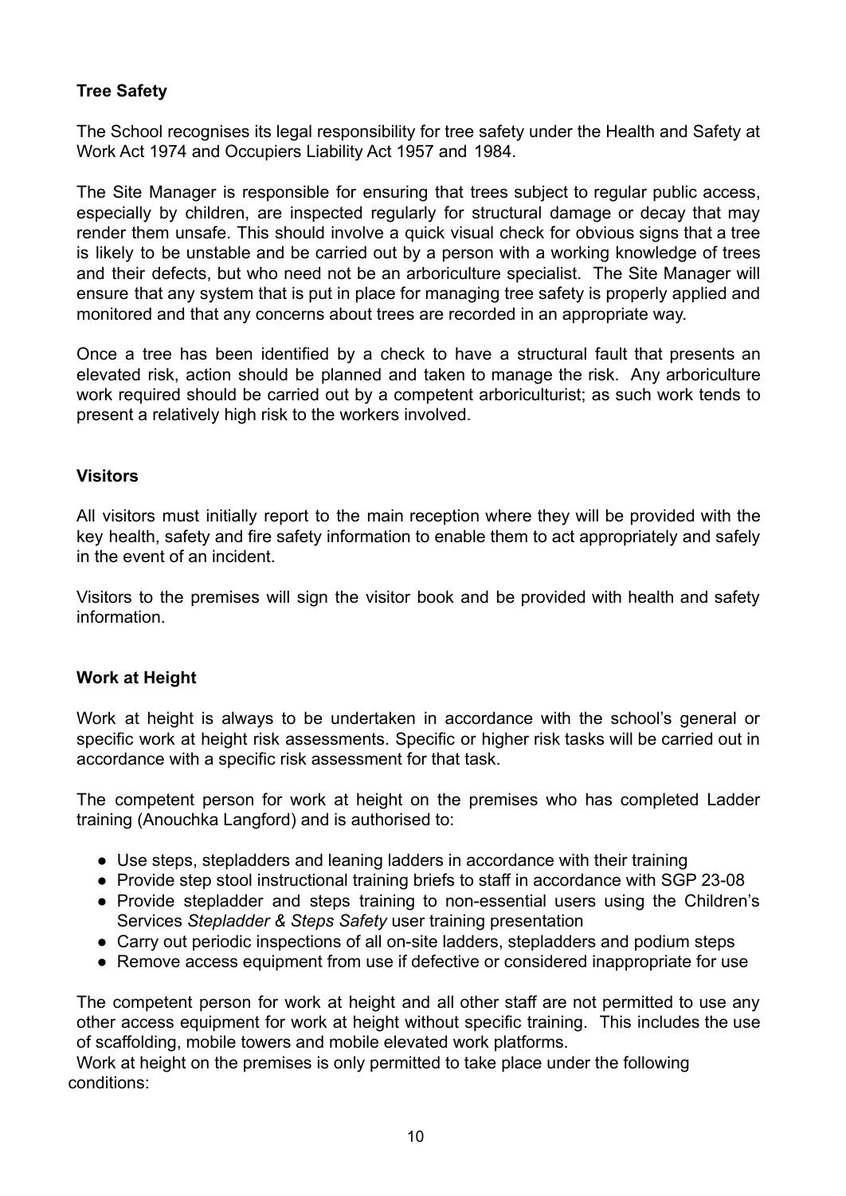## Tree Safety

The School recognises its legal responsibility for tree safety under the Health and Safety at Work Act 1974 and Occupiers Liability Act 1957 and 1984.

The Site Manager is responsible for ensuring that trees subject to regular public access, especially by children, are inspected regularly for structural damage or decay that may render them unsafe. This should involve a quick visual check for obvious signs that a tree is likely to be unstable and be carried out by a person with a working knowledge of trees and their defects, but who need not be an arboriculture specialist. The Site Manager will ensure that any system that is put in place for managing tree safety is properly applied and monitored and that any concerns about trees are recorded in an appropriate way.

Once a tree has been identified by a check to have a structural fault that presents an elevated risk, action should be planned and taken to manage the risk. Any arboriculture work required should be carried out by a competent arboriculturist; as such work tends to present a relatively high risk to the workers involved.

## Visitors

All visitors must initially report to the main reception where they will be provided with the key health, safety and fire safety information to enable them to act appropriately and safely in the event of an incident.

Visitors to the premises will sign the visitor book and be provided with health and safety information.

## Work at Height

Work at height is always to be undertaken in accordance with the school's general or specific work at height risk assessments. Specific or higher risk tasks will be carried out in accordance with a specific risk assessment for that task.

The competent person for work at height on the premises who has completed Ladder training (Anouchka Langford) and is authorised to:

- Use steps, stepladders and leaning ladders in accordance with their training
- Provide step stool instructional training briefs to staff in accordance with SGP 23-08
- Provide stepladder and steps training to non-essential users using the Children's Services *Stepladder & Steps Safety* user training presentation
- Carry out periodic inspections of all on-site ladders, stepladders and podium steps
- Remove access equipment from use if defective or considered inappropriate for use

The competent person for work at height and all other staff are not permitted to use any other access equipment for work at height without specific training. This includes the use of scaffolding, mobile towers and mobile elevated work platforms.

Work at height on the premises is only permitted to take place under the following conditions: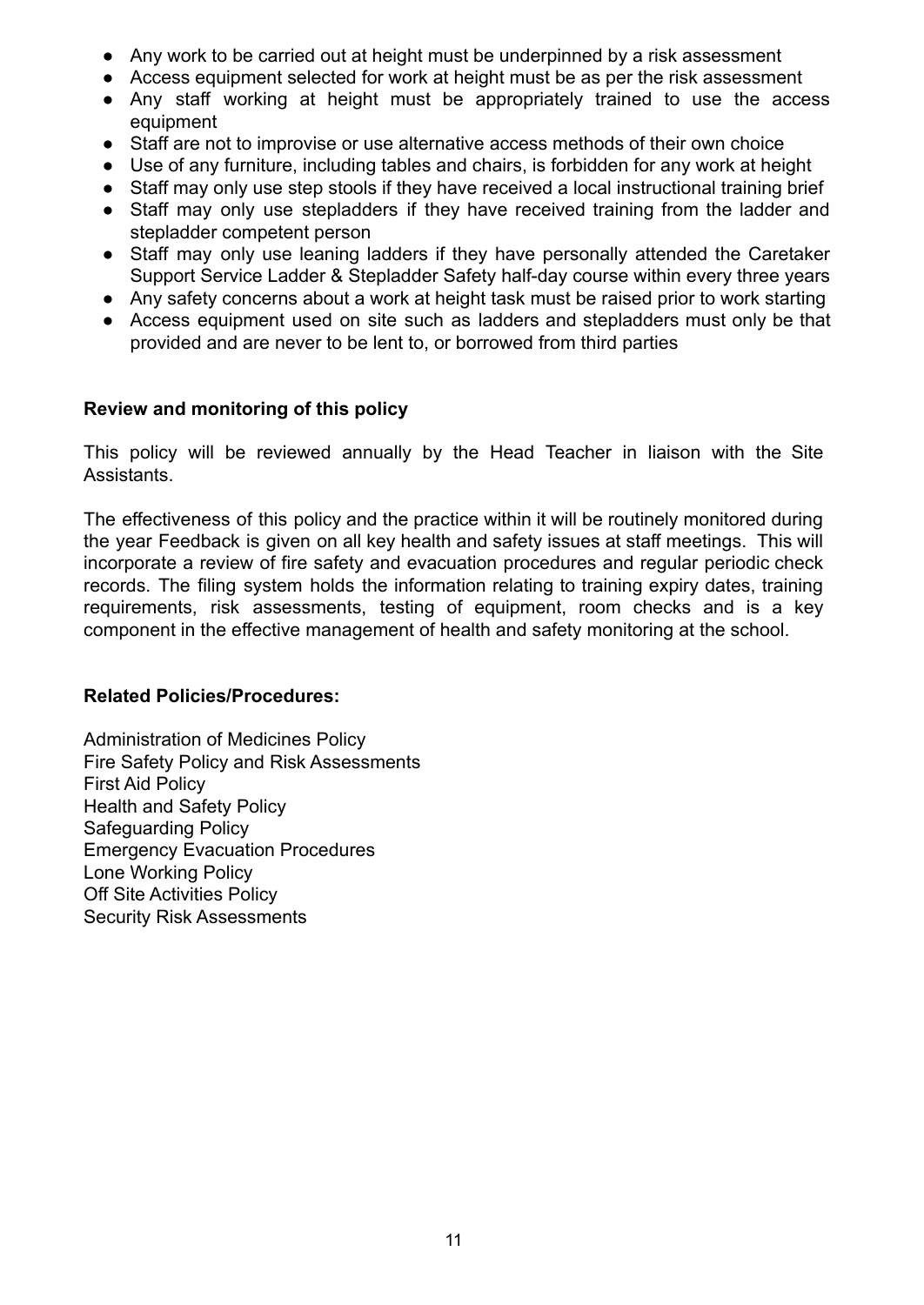- Any work to be carried out at height must be underpinned by a risk assessment
- Access equipment selected for work at height must be as per the risk assessment
- Any staff working at height must be appropriately trained to use the access equipment
- Staff are not to improvise or use alternative access methods of their own choice
- Use of any furniture, including tables and chairs, is forbidden for any work at height
- Staff may only use step stools if they have received a local instructional training brief
- Staff may only use stepladders if they have received training from the ladder and stepladder competent person
- Staff may only use leaning ladders if they have personally attended the Caretaker Support Service Ladder & Stepladder Safety half-day course within every three years
- Any safety concerns about a work at height task must be raised prior to work starting
- Access equipment used on site such as ladders and stepladders must only be that provided and are never to be lent to, or borrowed from third parties

**Review and monitoring of this policy**

This policy will be reviewed annually by the Head Teacher in liaison with the Site Assistants.

The effectiveness of this policy and the practice within it will be routinely monitored during the year Feedback is given on all key health and safety issues at staff meetings. This will incorporate a review of fire safety and evacuation procedures and regular periodic check records. The filing system holds the information relating to training expiry dates, training requirements, risk assessments, testing of equipment, room checks and is a key component in the effective management of health and safety monitoring at the school.

**Related Policies/Procedures:**

Administration of Medicines Policy
Fire Safety Policy and Risk Assessments
First Aid Policy
Health and Safety Policy
Safeguarding Policy
Emergency Evacuation Procedures
Lone Working Policy
Off Site Activities Policy
Security Risk Assessments